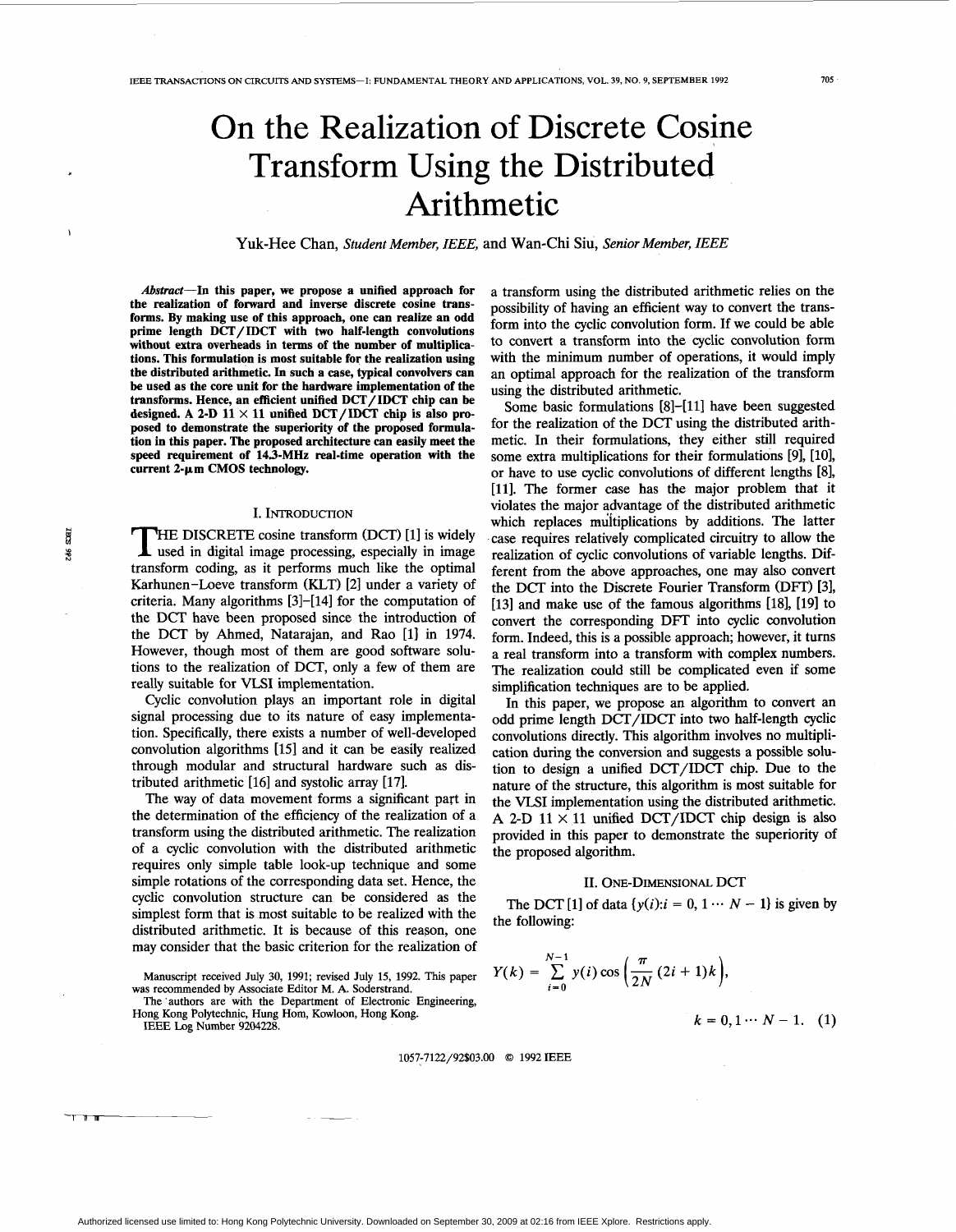# On the Realization of Discrete Cosine Transform Using the Distributed Arithmetic

Yuk-Hee Chan, *Student Member, IEEE*, and Wan-Chi Siu, *Senior Member, IEEE*

***Abstract*—In this paper, we propose a unified approach for the realization of forward and inverse discrete cosine transforms. By making use of this approach, one can realize an odd prime length DCT/IDCT with two half-length convolutions without extra overheads in terms of the number of multiplications. This formulation is most suitable for the realization using the distributed arithmetic. In such a case, typical convolvers can be used as the core unit for the hardware implementation of the transforms. Hence, an efficient unified DCT/IDCT chip can be designed. A 2-D 11 × 11 unified DCT/IDCT chip is also proposed to demonstrate the superiority of the proposed formulation in this paper. The proposed architecture can easily meet the speed requirement of 14.3-MHz real-time operation with the current 2-μm CMOS technology.**

## I. Introduction

The DISCRETE cosine transform (DCT) [1] is widely used in digital image processing, especially in image transform coding, as it performs much like the optimal Karhunen–Loeve transform (KLT) [2] under a variety of criteria. Many algorithms [3]–[14] for the computation of the DCT have been proposed since the introduction of the DCT by Ahmed, Natarajan, and Rao [1] in 1974. However, though most of them are good software solutions to the realization of DCT, only a few of them are really suitable for VLSI implementation.

Cyclic convolution plays an important role in digital signal processing due to its nature of easy implementation. Specifically, there exists a number of well-developed convolution algorithms [15] and it can be easily realized through modular and structural hardware such as distributed arithmetic [16] and systolic array [17].

The way of data movement forms a significant part in the determination of the efficiency of the realization of a transform using the distributed arithmetic. The realization of a cyclic convolution with the distributed arithmetic requires only simple table look-up technique and some simple rotations of the corresponding data set. Hence, the cyclic convolution structure can be considered as the simplest form that is most suitable to be realized with the distributed arithmetic. It is because of this reason, one may consider that the basic criterion for the realization of a transform using the distributed arithmetic relies on the possibility of having an efficient way to convert the transform into the cyclic convolution form. If we could be able to convert a transform into the cyclic convolution form with the minimum number of operations, it would imply an optimal approach for the realization of the transform using the distributed arithmetic.

Some basic formulations [8]–[11] have been suggested for the realization of the DCT using the distributed arithmetic. In their formulations, they either still required some extra multiplications for their formulations [9], [10], or have to use cyclic convolutions of different lengths [8], [11]. The former case has the major problem that it violates the major advantage of the distributed arithmetic which replaces multiplications by additions. The latter case requires relatively complicated circuitry to allow the realization of cyclic convolutions of variable lengths. Different from the above approaches, one may also convert the DCT into the Discrete Fourier Transform (DFT) [3], [13] and make use of the famous algorithms [18], [19] to convert the corresponding DFT into cyclic convolution form. Indeed, this is a possible approach; however, it turns a real transform into a transform with complex numbers. The realization could still be complicated even if some simplification techniques are to be applied.

In this paper, we propose an algorithm to convert an odd prime length DCT/IDCT into two half-length cyclic convolutions directly. This algorithm involves no multiplication during the conversion and suggests a possible solution to design a unified DCT/IDCT chip. Due to the nature of the structure, this algorithm is most suitable for the VLSI implementation using the distributed arithmetic. A 2-D 11 × 11 unified DCT/IDCT chip design is also provided in this paper to demonstrate the superiority of the proposed algorithm.

## II. One-Dimensional DCT

The DCT [1] of data $\{y(i): i = 0, 1 \cdots N-1\}$ is given by the following:

$$Y(k) = \sum_{i=0}^{N-1} y(i) \cos\left(\frac{\pi}{2N}(2i+1)k\right), \quad k = 0, 1 \cdots N-1. \quad (1)$$

Manuscript received July 30, 1991; revised July 15, 1992. This paper was recommended by Associate Editor M. A. Soderstrand.

The authors are with the Department of Electronic Engineering, Hong Kong Polytechnic, Hung Hom, Kowloon, Hong Kong.

IEEE Log Number 9204228.

1057-7122/92$03.00 © 1992 IEEE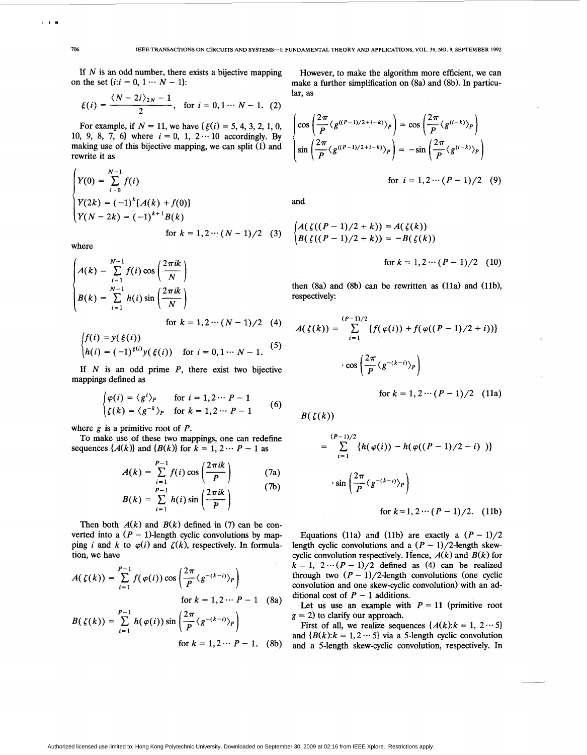If $N$ is an odd number, there exists a bijective mapping on the set $\{i : i = 0, 1 \cdots N-1\}$:

$$\xi(i) = \frac{\langle N - 2i \rangle_{2N} - 1}{2}, \quad \text{for } i = 0, 1 \cdots N-1. \quad (2)$$

For example, if $N = 11$, we have $\{\xi(i) = 5, 4, 3, 2, 1, 0, 10, 9, 8, 7, 6\}$ where $i = 0, 1, 2 \cdots 10$ accordingly. By making use of this bijective mapping, we can split (1) and rewrite it as

$$\begin{cases} Y(0) = \sum_{i=0}^{N-1} f(i) \\ Y(2k) = (-1)^k \{A(k) + f(0)\} \\ Y(N-2k) = (-1)^{k+1} B(k) \end{cases}$$

$$\text{for } k = 1, 2 \cdots (N-1)/2 \quad (3)$$

where

$$\begin{cases} A(k) = \sum_{i=1}^{N-1} f(i) \cos\left(\frac{2\pi i k}{N}\right) \\ B(k) = \sum_{i=1}^{N-1} h(i) \sin\left(\frac{2\pi i k}{N}\right) \end{cases}$$

$$\text{for } k = 1, 2 \cdots (N-1)/2 \quad (4)$$

$$\begin{cases} f(i) = y(\xi(i)) \\ h(i) = (-1)^{\xi(i)} y(\xi(i)) \quad \text{for } i = 0, 1 \cdots N-1. \end{cases} \quad (5)$$

If $N$ is an odd prime $P$, there exist two bijective mappings defined as

$$\begin{cases} \varphi(i) = \langle g^i \rangle_P & \text{for } i = 1, 2 \cdots P-1 \\ \zeta(k) = \langle g^{-k} \rangle_P & \text{for } k = 1, 2 \cdots P-1 \end{cases} \quad (6)$$

where $g$ is a primitive root of $P$.

To make use of these two mappings, one can redefine sequences $\{A(k)\}$ and $\{B(k)\}$ for $k = 1, 2 \cdots P-1$ as

$$A(k) = \sum_{i=1}^{P-1} f(i) \cos\left(\frac{2\pi i k}{P}\right) \quad (7a)$$

$$B(k) = \sum_{i=1}^{P-1} h(i) \sin\left(\frac{2\pi i k}{P}\right) \quad (7b)$$

Then both $A(k)$ and $B(k)$ defined in (7) can be converted into a $(P-1)$-length cyclic convolutions by mapping $i$ and $k$ to $\varphi(i)$ and $\zeta(k)$, respectively. In formulation, we have

$$A(\zeta(k)) = \sum_{i=1}^{P-1} f(\varphi(i)) \cos\left(\frac{2\pi}{P} \langle g^{-(k-i)} \rangle_P\right)$$

$$\text{for } k = 1, 2 \cdots P-1 \quad (8a)$$

$$B(\zeta(k)) = \sum_{i=1}^{P-1} h(\varphi(i)) \sin\left(\frac{2\pi}{P} \langle g^{-(k-i)} \rangle_P\right)$$

$$\text{for } k = 1, 2 \cdots P-1. \quad (8b)$$

However, to make the algorithm more efficient, we can make a further simplification on (8a) and (8b). In particular, as

$$\begin{cases} \cos\left(\frac{2\pi}{P} \langle g^{((P-1)/2+i-k)} \rangle_P\right) = \cos\left(\frac{2\pi}{P} \langle g^{(i-k)} \rangle_P\right) \\ \sin\left(\frac{2\pi}{P} \langle g^{((P-1)/2+i-k)} \rangle_P\right) = -\sin\left(\frac{2\pi}{P} \langle g^{(i-k)} \rangle_P\right) \end{cases}$$

$$\text{for } i = 1, 2 \cdots (P-1)/2 \quad (9)$$

and

$$\begin{cases} A(\zeta((P-1)/2 + k)) = A(\zeta(k)) \\ B(\zeta((P-1)/2 + k)) = -B(\zeta(k)) \end{cases}$$

$$\text{for } k = 1, 2 \cdots (P-1)/2 \quad (10)$$

then (8a) and (8b) can be rewritten as (11a) and (11b), respectively:

$$A(\zeta(k)) = \sum_{i=1}^{(P-1)/2} \{f(\varphi(i)) + f(\varphi((P-1)/2 + i))\} \cdot \cos\left(\frac{2\pi}{P} \langle g^{-(k-i)} \rangle_P\right)$$

$$\text{for } k = 1, 2 \cdots (P-1)/2 \quad (11a)$$

$$B(\zeta(k)) = \sum_{i=1}^{(P-1)/2} \{h(\varphi(i)) - h(\varphi((P-1)/2 + i))\} \cdot \sin\left(\frac{2\pi}{P} \langle g^{-(k-i)} \rangle_P\right)$$

$$\text{for } k = 1, 2 \cdots (P-1)/2. \quad (11b)$$

Equations (11a) and (11b) are exactly a $(P-1)/2$ length cyclic convolutions and a $(P-1)/2$-length skew-cyclic convolution respectively. Hence, $A(k)$ and $B(k)$ for $k = 1, 2 \cdots (P-1)/2$ defined as (4) can be realized through two $(P-1)/2$-length convolutions (one cyclic convolution and one skew-cyclic convolution) with an additional cost of $P-1$ additions.

Let us use an example with $P = 11$ (primitive root $g = 2$) to clarify our approach.

First of all, we realize sequences $\{A(k) : k = 1, 2 \cdots 5\}$ and $\{B(k) : k = 1, 2 \cdots 5\}$ via a 5-length cyclic convolution and a 5-length skew-cyclic convolution, respectively. In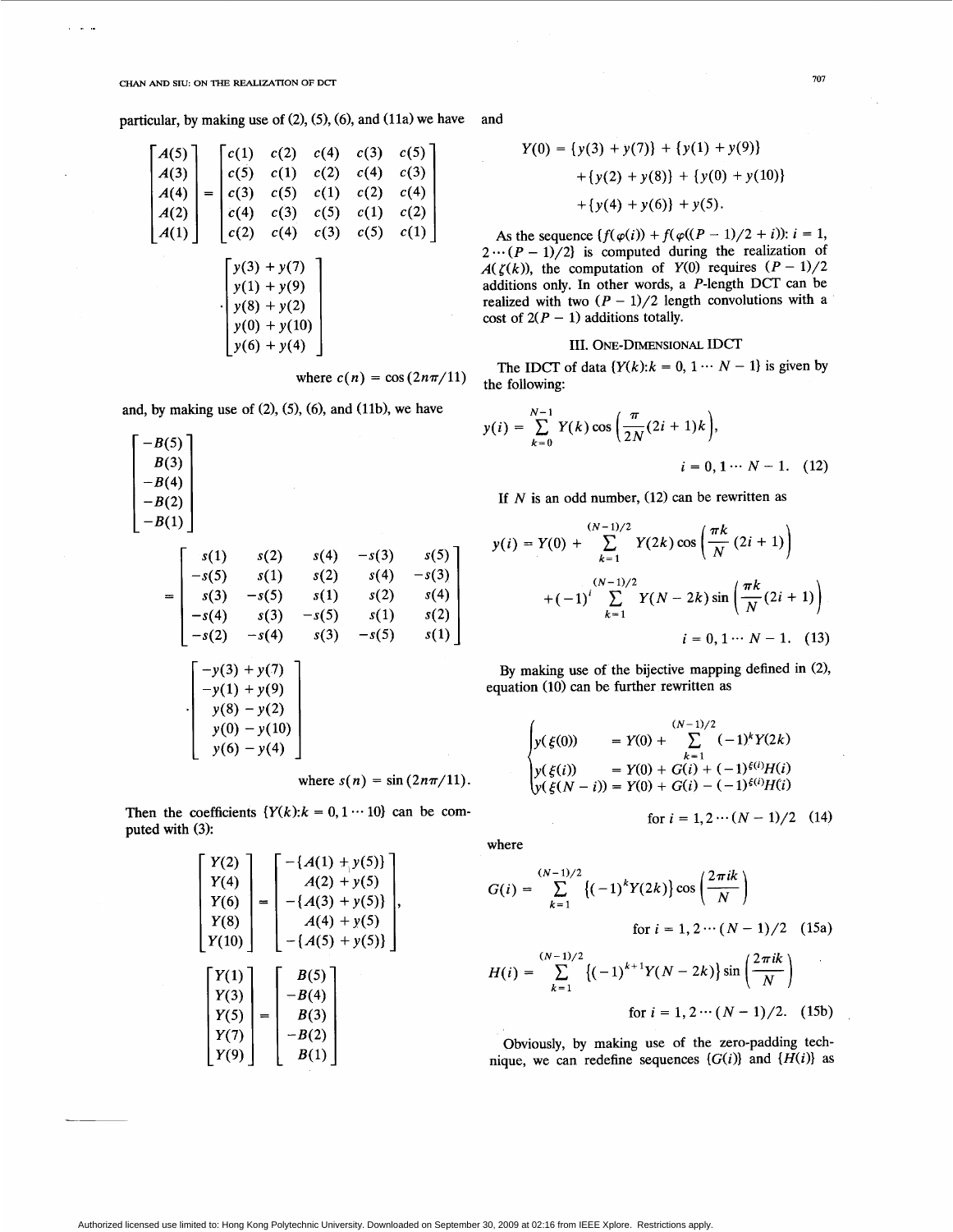particular, by making use of (2), (5), (6), and (11a) we have

$$\begin{bmatrix} A(5) \\ A(3) \\ A(4) \\ A(2) \\ A(1) \end{bmatrix} = \begin{bmatrix} c(1) & c(2) & c(4) & c(3) & c(5) \\ c(5) & c(1) & c(2) & c(4) & c(3) \\ c(3) & c(5) & c(1) & c(2) & c(4) \\ c(4) & c(3) & c(5) & c(1) & c(2) \\ c(2) & c(4) & c(3) & c(5) & c(1) \end{bmatrix} \cdot \begin{bmatrix} y(3)+y(7) \\ y(1)+y(9) \\ y(8)+y(2) \\ y(0)+y(10) \\ y(6)+y(4) \end{bmatrix}$$

where $c(n) = \cos(2n\pi/11)$

and, by making use of (2), (5), (6), and (11b), we have

$$\begin{bmatrix} -B(5) \\ B(3) \\ -B(4) \\ -B(2) \\ -B(1) \end{bmatrix} = \begin{bmatrix} s(1) & s(2) & s(4) & -s(3) & s(5) \\ -s(5) & s(1) & s(2) & s(4) & -s(3) \\ s(3) & -s(5) & s(1) & s(2) & s(4) \\ -s(4) & s(3) & -s(5) & s(1) & s(2) \\ -s(2) & -s(4) & s(3) & -s(5) & s(1) \end{bmatrix} \cdot \begin{bmatrix} -y(3)+y(7) \\ -y(1)+y(9) \\ y(8)-y(2) \\ y(0)-y(10) \\ y(6)-y(4) \end{bmatrix}$$

where $s(n) = \sin(2n\pi/11)$.

Then the coefficients $\{Y(k): k = 0, 1 \cdots 10\}$ can be computed with (3):

$$\begin{bmatrix} Y(2) \\ Y(4) \\ Y(6) \\ Y(8) \\ Y(10) \end{bmatrix} = \begin{bmatrix} -\{A(1)+y(5)\} \\ A(2)+y(5) \\ -\{A(3)+y(5)\} \\ A(4)+y(5) \\ -\{A(5)+y(5)\} \end{bmatrix},$$

$$\begin{bmatrix} Y(1) \\ Y(3) \\ Y(5) \\ Y(7) \\ Y(9) \end{bmatrix} = \begin{bmatrix} B(5) \\ -B(4) \\ B(3) \\ -B(2) \\ B(1) \end{bmatrix}$$

and

$$\begin{aligned} Y(0) = &\{y(3)+y(7)\} + \{y(1)+y(9)\} \\ &+ \{y(2)+y(8)\} + \{y(0)+y(10)\} \\ &+ \{y(4)+y(6)\} + y(5). \end{aligned}$$

As the sequence $\{f(\varphi(i)) + f(\varphi((P-1)/2 + i)): i = 1, 2 \cdots (P-1)/2\}$ is computed during the realization of $A(\zeta(k))$, the computation of $Y(0)$ requires $(P-1)/2$ additions only. In other words, a $P$-length DCT can be realized with two $(P-1)/2$ length convolutions with a cost of $2(P-1)$ additions totally.

## III. One-Dimensional IDCT

The IDCT of data $\{Y(k): k = 0, 1 \cdots N-1\}$ is given by the following:

$$y(i) = \sum_{k=0}^{N-1} Y(k) \cos\left(\frac{\pi}{2N}(2i+1)k\right), \quad i = 0, 1 \cdots N-1. \tag{12}$$

If $N$ is an odd number, (12) can be rewritten as

$$\begin{aligned} y(i) = Y(0) &+ \sum_{k=1}^{(N-1)/2} Y(2k) \cos\left(\frac{\pi k}{N}(2i+1)\right) \\ &+ (-1)^i \sum_{k=1}^{(N-1)/2} Y(N-2k) \sin\left(\frac{\pi k}{N}(2i+1)\right) \end{aligned}$$

$$i = 0, 1 \cdots N-1. \tag{13}$$

By making use of the bijective mapping defined in (2), equation (10) can be further rewritten as

$$\begin{cases} y(\xi(0)) &= Y(0) + \sum_{k=1}^{(N-1)/2} (-1)^k Y(2k) \\ y(\xi(i)) &= Y(0) + G(i) + (-1)^{\xi(i)} H(i) \\ y(\xi(N-i)) &= Y(0) + G(i) - (-1)^{\xi(i)} H(i) \end{cases}$$

$$\text{for } i = 1, 2 \cdots (N-1)/2 \tag{14}$$

where

$$G(i) = \sum_{k=1}^{(N-1)/2} \{(-1)^k Y(2k)\} \cos\left(\frac{2\pi i k}{N}\right) \quad \text{for } i = 1, 2 \cdots (N-1)/2 \tag{15a}$$

$$H(i) = \sum_{k=1}^{(N-1)/2} \{(-1)^{k+1} Y(N-2k)\} \sin\left(\frac{2\pi i k}{N}\right) \quad \text{for } i = 1, 2 \cdots (N-1)/2. \tag{15b}$$

Obviously, by making use of the zero-padding technique, we can redefine sequences $\{G(i)\}$ and $\{H(i)\}$ as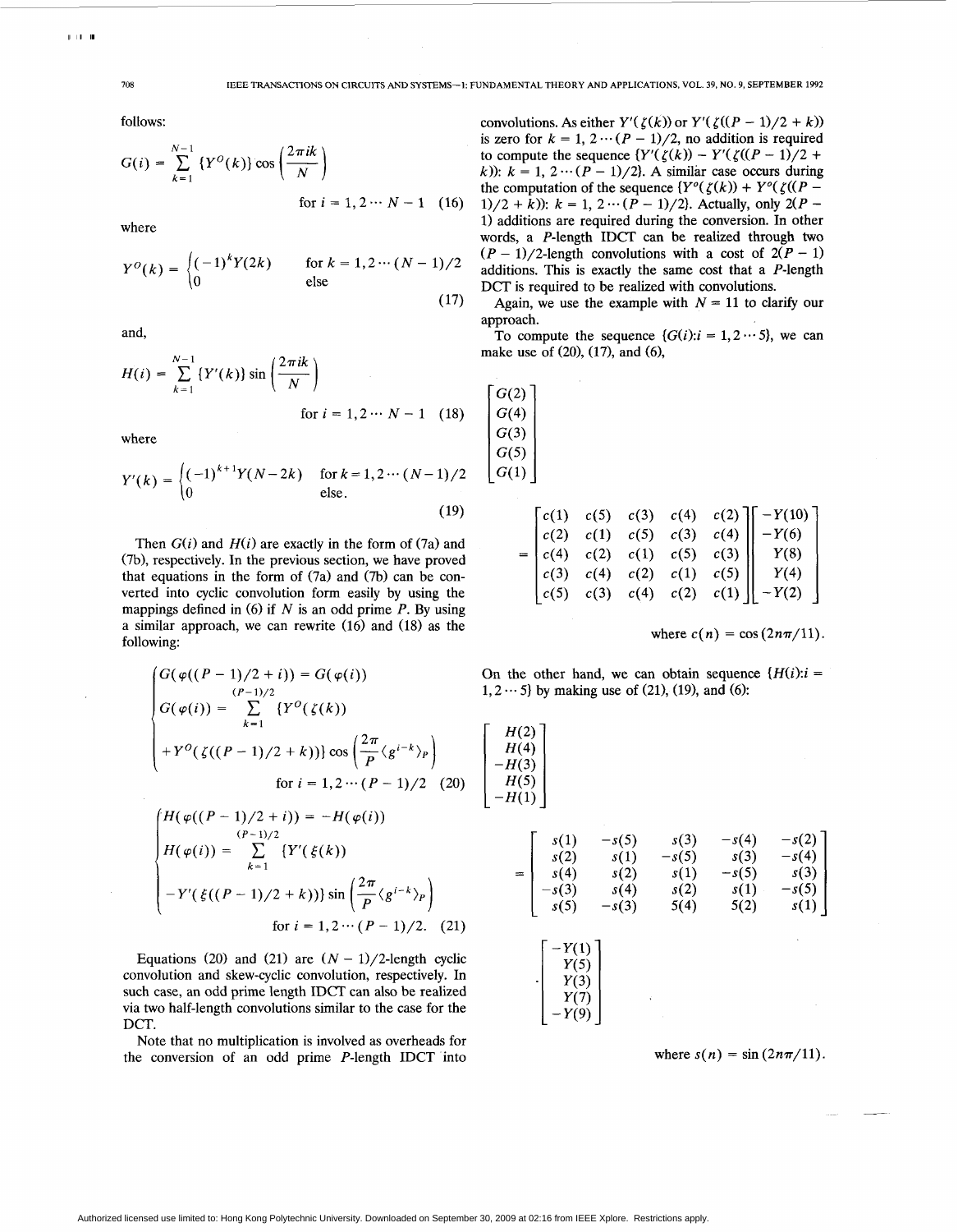follows:

$$G(i) = \sum_{k=1}^{N-1} \{Y^O(k)\} \cos\left(\frac{2\pi ik}{N}\right) \quad \text{for } i = 1, 2 \cdots N-1 \quad (16)$$

where

$$Y^O(k) = \begin{cases} (-1)^k Y(2k) & \text{for } k = 1, 2 \cdots (N-1)/2 \\ 0 & \text{else} \end{cases} \quad (17)$$

and,

$$H(i) = \sum_{k=1}^{N-1} \{Y'(k)\} \sin\left(\frac{2\pi ik}{N}\right) \quad \text{for } i = 1, 2 \cdots N-1 \quad (18)$$

where

$$Y'(k) = \begin{cases} (-1)^{k+1} Y(N-2k) & \text{for } k = 1, 2 \cdots (N-1)/2 \\ 0 & \text{else.} \end{cases} \quad (19)$$

Then $G(i)$ and $H(i)$ are exactly in the form of (7a) and (7b), respectively. In the previous section, we have proved that equations in the form of (7a) and (7b) can be converted into cyclic convolution form easily by using the mappings defined in (6) if $N$ is an odd prime $P$. By using a similar approach, we can rewrite (16) and (18) as the following:

$$\begin{cases} G(\varphi((P-1)/2 + i)) = G(\varphi(i)) \\ G(\varphi(i)) = \displaystyle\sum_{k=1}^{(P-1)/2} \{Y^O(\zeta(k)) \\ \quad + Y^O(\zeta((P-1)/2 + k))\} \cos\left(\frac{2\pi}{P}\langle g^{i-k}\rangle_P\right) \end{cases} \quad \text{for } i = 1, 2 \cdots (P-1)/2 \quad (20)$$

$$\begin{cases} H(\varphi((P-1)/2 + i)) = -H(\varphi(i)) \\ H(\varphi(i)) = \displaystyle\sum_{k=1}^{(P-1)/2} \{Y'(\xi(k)) \\ \quad - Y'(\xi((P-1)/2 + k))\} \sin\left(\frac{2\pi}{P}\langle g^{i-k}\rangle_P\right) \end{cases} \quad \text{for } i = 1, 2 \cdots (P-1)/2. \quad (21)$$

Equations (20) and (21) are $(N-1)/2$-length cyclic convolution and skew-cyclic convolution, respectively. In such case, an odd prime length IDCT can also be realized via two half-length convolutions similar to the case for the DCT.

Note that no multiplication is involved as overheads for the conversion of an odd prime $P$-length IDCT into convolutions. As either $Y'(\zeta(k))$ or $Y'(\zeta((P-1)/2 + k))$ is zero for $k = 1, 2 \cdots (P-1)/2$, no addition is required to compute the sequence $\{Y'(\zeta(k)) - Y'(\zeta((P-1)/2 + k)): k = 1, 2 \cdots (P-1)/2\}$. A similar case occurs during the computation of the sequence $\{Y^o(\zeta(k)) + Y^o(\zeta((P-1)/2 + k)): k = 1, 2 \cdots (P-1)/2\}$. Actually, only $2(P-1)$ additions are required during the conversion. In other words, a $P$-length IDCT can be realized through two $(P-1)/2$-length convolutions with a cost of $2(P-1)$ additions. This is exactly the same cost that a $P$-length DCT is required to be realized with convolutions.

Again, we use the example with $N = 11$ to clarify our approach.

To compute the sequence $\{G(i): i = 1, 2 \cdots 5\}$, we can make use of (20), (17), and (6),

$$\begin{bmatrix} G(2) \\ G(4) \\ G(3) \\ G(5) \\ G(1) \end{bmatrix} = \begin{bmatrix} c(1) & c(5) & c(3) & c(4) & c(2) \\ c(2) & c(1) & c(5) & c(3) & c(4) \\ c(4) & c(2) & c(1) & c(5) & c(3) \\ c(3) & c(4) & c(2) & c(1) & c(5) \\ c(5) & c(3) & c(4) & c(2) & c(1) \end{bmatrix} \begin{bmatrix} -Y(10) \\ -Y(6) \\ Y(8) \\ Y(4) \\ -Y(2) \end{bmatrix}$$

where $c(n) = \cos(2n\pi/11)$.

On the other hand, we can obtain sequence $\{H(i): i = 1, 2 \cdots 5\}$ by making use of (21), (19), and (6):

$$\begin{bmatrix} H(2) \\ H(4) \\ -H(3) \\ H(5) \\ -H(1) \end{bmatrix} = \begin{bmatrix} s(1) & -s(5) & s(3) & -s(4) & -s(2) \\ s(2) & s(1) & -s(5) & s(3) & -s(4) \\ s(4) & s(2) & s(1) & -s(5) & s(3) \\ -s(3) & s(4) & s(2) & s(1) & -s(5) \\ s(5) & -s(3) & 5(4) & 5(2) & s(1) \end{bmatrix} \cdot \begin{bmatrix} -Y(1) \\ Y(5) \\ Y(3) \\ Y(7) \\ -Y(9) \end{bmatrix}$$

where $s(n) = \sin(2n\pi/11)$.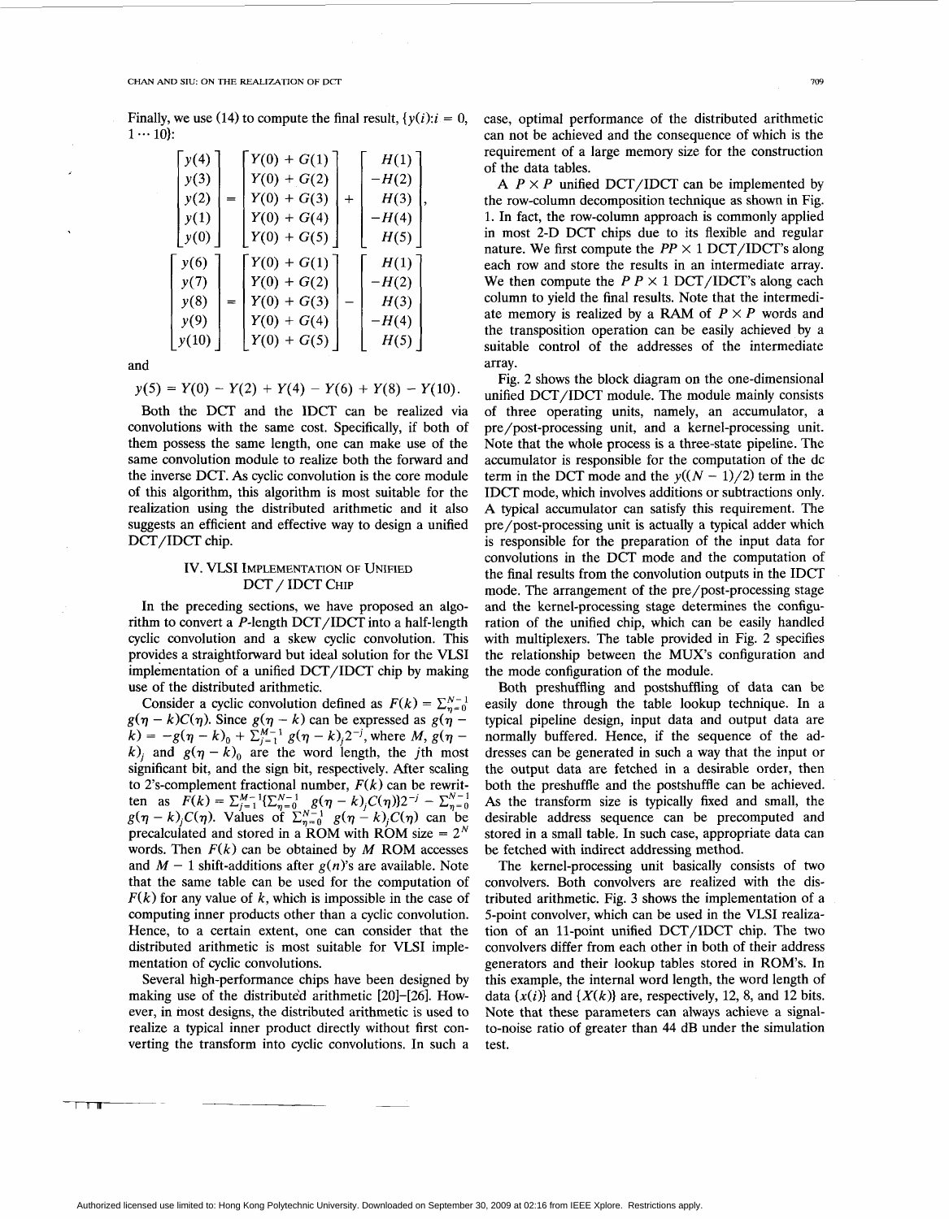Finally, we use (14) to compute the final result, $\{y(i): i = 0, 1 \cdots 10\}$:

$$
\begin{bmatrix} y(4) \\ y(3) \\ y(2) \\ y(1) \\ y(0) \end{bmatrix} = \begin{bmatrix} Y(0) + G(1) \\ Y(0) + G(2) \\ Y(0) + G(3) \\ Y(0) + G(4) \\ Y(0) + G(5) \end{bmatrix} + \begin{bmatrix} H(1) \\ -H(2) \\ H(3) \\ -H(4) \\ H(5) \end{bmatrix},
$$

$$
\begin{bmatrix} y(6) \\ y(7) \\ y(8) \\ y(9) \\ y(10) \end{bmatrix} = \begin{bmatrix} Y(0) + G(1) \\ Y(0) + G(2) \\ Y(0) + G(3) \\ Y(0) + G(4) \\ Y(0) + G(5) \end{bmatrix} - \begin{bmatrix} H(1) \\ -H(2) \\ H(3) \\ -H(4) \\ H(5) \end{bmatrix}
$$

and

$$
y(5) = Y(0) - Y(2) + Y(4) - Y(6) + Y(8) - Y(10).
$$

Both the DCT and the IDCT can be realized via convolutions with the same cost. Specifically, if both of them possess the same length, one can make use of the same convolution module to realize both the forward and the inverse DCT. As cyclic convolution is the core module of this algorithm, this algorithm is most suitable for the realization using the distributed arithmetic and it also suggests an efficient and effective way to design a unified DCT/IDCT chip.

## IV. VLSI Implementation of Unified DCT / IDCT Chip

In the preceding sections, we have proposed an algorithm to convert a $P$-length DCT/IDCT into a half-length cyclic convolution and a skew cyclic convolution. This provides a straightforward but ideal solution for the VLSI implementation of a unified DCT/IDCT chip by making use of the distributed arithmetic.

Consider a cyclic convolution defined as $F(k) = \sum_{\eta=0}^{N-1} g(\eta - k)C(\eta)$. Since $g(\eta - k)$ can be expressed as $g(\eta - k) = -g(\eta - k)_0 + \sum_{j=1}^{M-1} g(\eta - k)_j 2^{-j}$, where $M$, $g(\eta - k)_j$ and $g(\eta - k)_0$ are the word length, the $j$th most significant bit, and the sign bit, respectively. After scaling to 2's-complement fractional number, $F(k)$ can be rewritten as $F(k) = \sum_{j=1}^{M-1}\{\sum_{\eta=0}^{N-1} g(\eta - k)_j C(\eta)\}2^{-j} - \sum_{\eta=0}^{N-1} g(\eta - k)_j C(\eta)$. Values of $\sum_{\eta=0}^{N-1} g(\eta - k)_j C(\eta)$ can be precalculated and stored in a ROM with ROM size $= 2^N$ words. Then $F(k)$ can be obtained by $M$ ROM accesses and $M - 1$ shift-additions after $g(n)$'s are available. Note that the same table can be used for the computation of $F(k)$ for any value of $k$, which is impossible in the case of computing inner products other than a cyclic convolution. Hence, to a certain extent, one can consider that the distributed arithmetic is most suitable for VLSI implementation of cyclic convolutions.

Several high-performance chips have been designed by making use of the distributed arithmetic [20]–[26]. However, in most designs, the distributed arithmetic is used to realize a typical inner product directly without first converting the transform into cyclic convolutions. In such a case, optimal performance of the distributed arithmetic can not be achieved and the consequence of which is the requirement of a large memory size for the construction of the data tables.

A $P \times P$ unified DCT/IDCT can be implemented by the row-column decomposition technique as shown in Fig. 1. In fact, the row-column approach is commonly applied in most 2-D DCT chips due to its flexible and regular nature. We first compute the $PP \times 1$ DCT/IDCT's along each row and store the results in an intermediate array. We then compute the $P\ P \times 1$ DCT/IDCT's along each column to yield the final results. Note that the intermediate memory is realized by a RAM of $P \times P$ words and the transposition operation can be easily achieved by a suitable control of the addresses of the intermediate array.

Fig. 2 shows the block diagram on the one-dimensional unified DCT/IDCT module. The module mainly consists of three operating units, namely, an accumulator, a pre/post-processing unit, and a kernel-processing unit. Note that the whole process is a three-state pipeline. The accumulator is responsible for the computation of the dc term in the DCT mode and the $y((N-1)/2)$ term in the IDCT mode, which involves additions or subtractions only. A typical accumulator can satisfy this requirement. The pre/post-processing unit is actually a typical adder which is responsible for the preparation of the input data for convolutions in the DCT mode and the computation of the final results from the convolution outputs in the IDCT mode. The arrangement of the pre/post-processing stage and the kernel-processing stage determines the configuration of the unified chip, which can be easily handled with multiplexers. The table provided in Fig. 2 specifies the relationship between the MUX's configuration and the mode configuration of the module.

Both preshuffling and postshuffling of data can be easily done through the table lookup technique. In a typical pipeline design, input data and output data are normally buffered. Hence, if the sequence of the addresses can be generated in such a way that the input or the output data are fetched in a desirable order, then both the preshuffle and the postshuffle can be achieved. As the transform size is typically fixed and small, the desirable address sequence can be precomputed and stored in a small table. In such case, appropriate data can be fetched with indirect addressing method.

The kernel-processing unit basically consists of two convolvers. Both convolvers are realized with the distributed arithmetic. Fig. 3 shows the implementation of a 5-point convolver, which can be used in the VLSI realization of an 11-point unified DCT/IDCT chip. The two convolvers differ from each other in both of their address generators and their lookup tables stored in ROM's. In this example, the internal word length, the word length of data $\{x(i)\}$ and $\{X(k)\}$ are, respectively, 12, 8, and 12 bits. Note that these parameters can always achieve a signal-to-noise ratio of greater than 44 dB under the simulation test.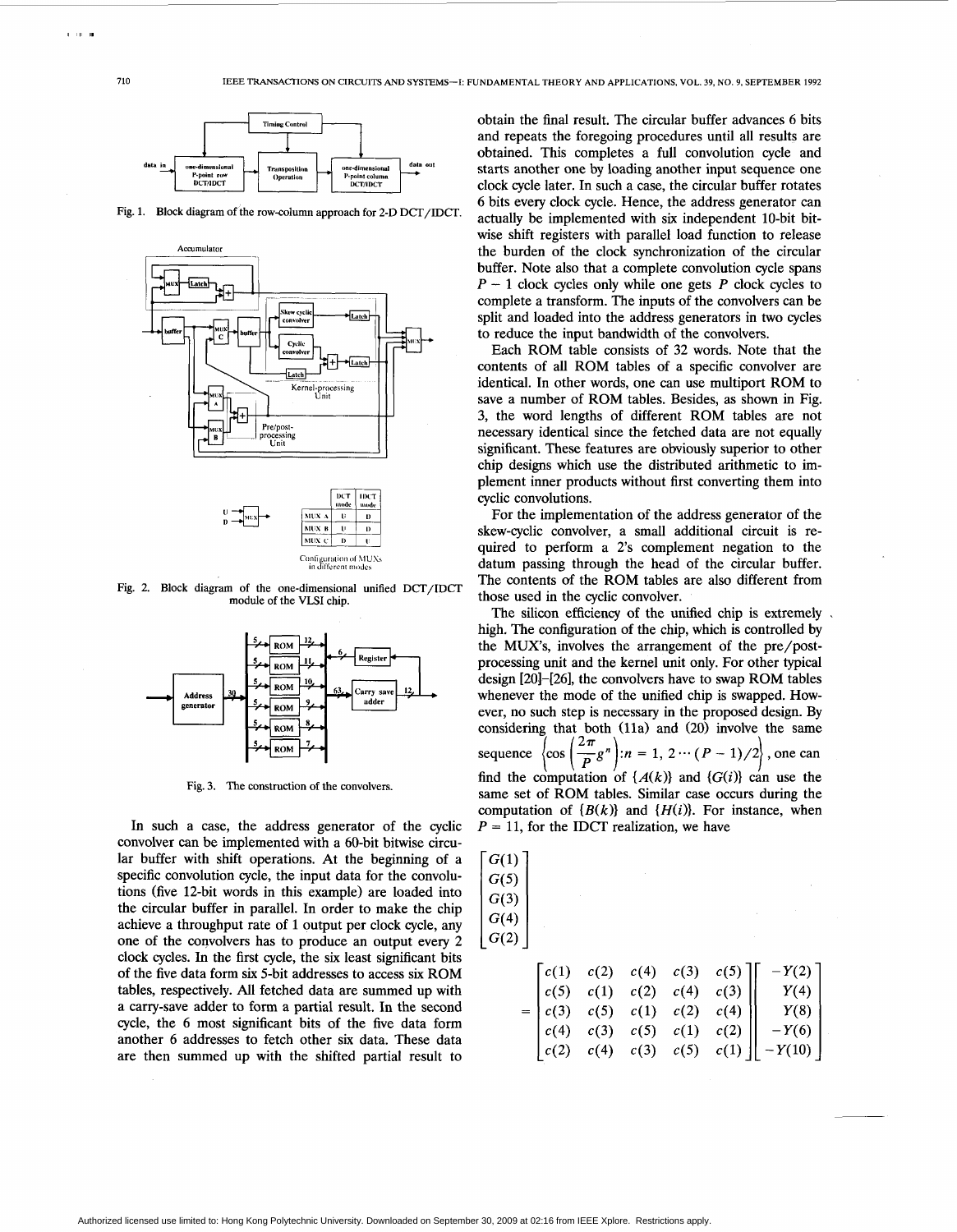Fig. 1. Block diagram of the row-column approach for 2-D DCT/IDCT.

Fig. 2. Block diagram of the one-dimensional unified DCT/IDCT module of the VLSI chip.

| | DCT mode | IDCT mode |
|---|---|---|
| MUX A | U | D |
| MUX B | U | D |
| MUX C | D | U |

Configuration of MUXs in different modes

Fig. 3. The construction of the convolvers.

In such a case, the address generator of the cyclic convolver can be implemented with a 60-bit bitwise circular buffer with shift operations. At the beginning of a specific convolution cycle, the input data for the convolutions (five 12-bit words in this example) are loaded into the circular buffer in parallel. In order to make the chip achieve a throughput rate of 1 output per clock cycle, any one of the convolvers has to produce an output every 2 clock cycles. In the first cycle, the six least significant bits of the five data form six 5-bit addresses to access six ROM tables, respectively. All fetched data are summed up with a carry-save adder to form a partial result. In the second cycle, the 6 most significant bits of the five data form another 6 addresses to fetch other six data. These data are then summed up with the shifted partial result to obtain the final result. The circular buffer advances 6 bits and repeats the foregoing procedures until all results are obtained. This completes a full convolution cycle and starts another one by loading another input sequence one clock cycle later. In such a case, the circular buffer rotates 6 bits every clock cycle. Hence, the address generator can actually be implemented with six independent 10-bit bitwise shift registers with parallel load function to release the burden of the clock synchronization of the circular buffer. Note also that a complete convolution cycle spans $P-1$ clock cycles only while one gets $P$ clock cycles to complete a transform. The inputs of the convolvers can be split and loaded into the address generators in two cycles to reduce the input bandwidth of the convolvers.

Each ROM table consists of 32 words. Note that the contents of all ROM tables of a specific convolver are identical. In other words, one can use multiport ROM to save a number of ROM tables. Besides, as shown in Fig. 3, the word lengths of different ROM tables are not necessary identical since the fetched data are not equally significant. These features are obviously superior to other chip designs which use the distributed arithmetic to implement inner products without first converting them into cyclic convolutions.

For the implementation of the address generator of the skew-cyclic convolver, a small additional circuit is required to perform a 2's complement negation to the datum passing through the head of the circular buffer. The contents of the ROM tables are also different from those used in the cyclic convolver.

The silicon efficiency of the unified chip is extremely high. The configuration of the chip, which is controlled by the MUX's, involves the arrangement of the pre/post-processing unit and the kernel unit only. For other typical design [20]–[26], the convolvers have to swap ROM tables whenever the mode of the unified chip is swapped. However, no such step is necessary in the proposed design. By considering that both (11a) and (20) involve the same sequence $\left\{\cos\left(\frac{2\pi}{P}g^n\right): n = 1, 2 \cdots (P-1)/2\right\}$, one can find the computation of $\{A(k)\}$ and $\{G(i)\}$ can use the same set of ROM tables. Similar case occurs during the computation of $\{B(k)\}$ and $\{H(i)\}$. For instance, when $P = 11$, for the IDCT realization, we have

$$\begin{bmatrix} G(1) \\ G(5) \\ G(3) \\ G(4) \\ G(2) \end{bmatrix} = \begin{bmatrix} c(1) & c(2) & c(4) & c(3) & c(5) \\ c(5) & c(1) & c(2) & c(4) & c(3) \\ c(3) & c(5) & c(1) & c(2) & c(4) \\ c(4) & c(3) & c(5) & c(1) & c(2) \\ c(2) & c(4) & c(3) & c(5) & c(1) \end{bmatrix} \begin{bmatrix} -Y(2) \\ Y(4) \\ Y(8) \\ -Y(6) \\ -Y(10) \end{bmatrix}$$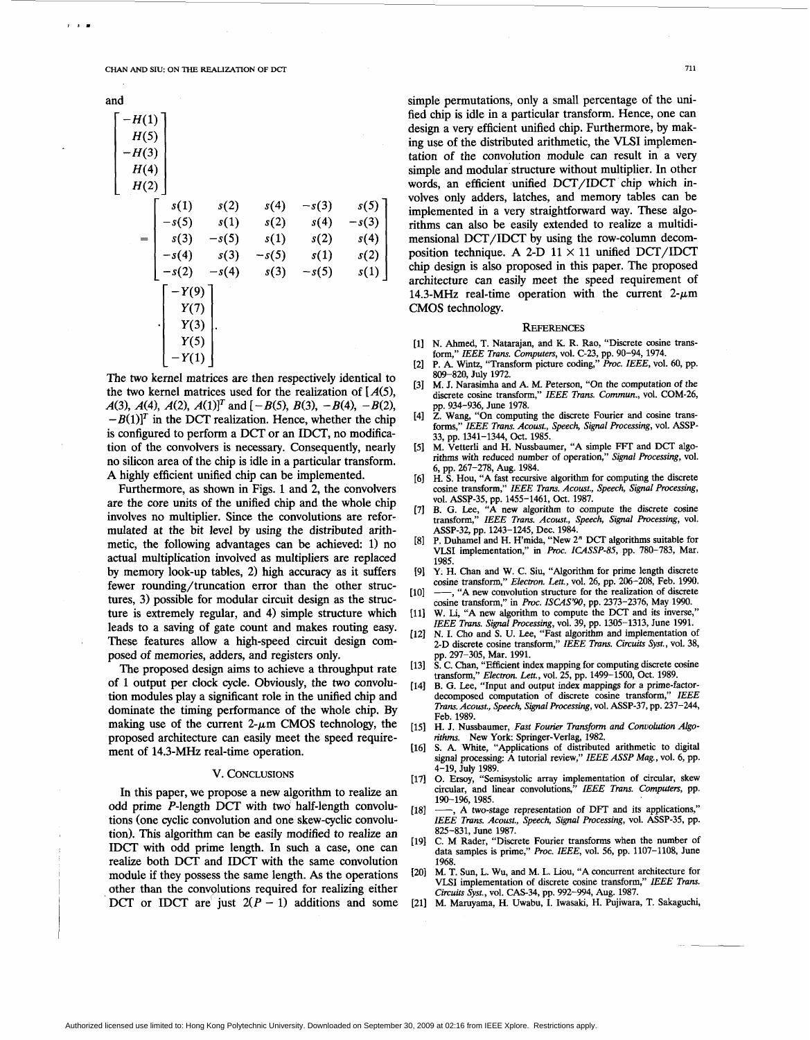and

$$
\begin{bmatrix} -H(1) \\ H(5) \\ -H(3) \\ H(4) \\ H(2) \end{bmatrix}
= \begin{bmatrix} s(1) & s(2) & s(4) & -s(3) & s(5) \\ -s(5) & s(1) & s(2) & s(4) & -s(3) \\ s(3) & -s(5) & s(1) & s(2) & s(4) \\ -s(4) & s(3) & -s(5) & s(1) & s(2) \\ -s(2) & -s(4) & s(3) & -s(5) & s(1) \end{bmatrix}
\cdot \begin{bmatrix} -Y(9) \\ Y(7) \\ Y(3) \\ Y(5) \\ -Y(1) \end{bmatrix}.
$$

The two kernel matrices are then respectively identical to the two kernel matrices used for the realization of $[A(5), A(3), A(4), A(2), A(1)]^T$ and $[-B(5), B(3), -B(4), -B(2), -B(1)]^T$ in the DCT realization. Hence, whether the chip is configured to perform a DCT or an IDCT, no modification of the convolvers is necessary. Consequently, nearly no silicon area of the chip is idle in a particular transform. A highly efficient unified chip can be implemented.

Furthermore, as shown in Figs. 1 and 2, the convolvers are the core units of the unified chip and the whole chip involves no multiplier. Since the convolutions are reformulated at the bit level by using the distributed arithmetic, the following advantages can be achieved: 1) no actual multiplication involved as multipliers are replaced by memory look-up tables, 2) high accuracy as it suffers fewer rounding/truncation error than the other structures, 3) possible for modular circuit design as the structure is extremely regular, and 4) simple structure which leads to a saving of gate count and makes routing easy. These features allow a high-speed circuit design composed of memories, adders, and registers only.

The proposed design aims to achieve a throughput rate of 1 output per clock cycle. Obviously, the two convolution modules play a significant role in the unified chip and dominate the timing performance of the whole chip. By making use of the current 2-$\mu$m CMOS technology, the proposed architecture can easily meet the speed requirement of 14.3-MHz real-time operation.

## V. Conclusions

In this paper, we propose a new algorithm to realize an odd prime $P$-length DCT with two half-length convolutions (one cyclic convolution and one skew-cyclic convolution). This algorithm can be easily modified to realize an IDCT with odd prime length. In such a case, one can realize both DCT and IDCT with the same convolution module if they possess the same length. As the operations other than the convolutions required for realizing either DCT or IDCT are just $2(P-1)$ additions and some simple permutations, only a small percentage of the unified chip is idle in a particular transform. Hence, one can design a very efficient unified chip. Furthermore, by making use of the distributed arithmetic, the VLSI implementation of the convolution module can result in a very simple and modular structure without multiplier. In other words, an efficient unified DCT/IDCT chip which involves only adders, latches, and memory tables can be implemented in a very straightforward way. These algorithms can also be easily extended to realize a multidimensional DCT/IDCT by using the row-column decomposition technique. A 2-D $11 \times 11$ unified DCT/IDCT chip design is also proposed in this paper. The proposed architecture can easily meet the speed requirement of 14.3-MHz real-time operation with the current 2-$\mu$m CMOS technology.

## References

[1] N. Ahmed, T. Natarajan, and K. R. Rao, "Discrete cosine transform," *IEEE Trans. Computers*, vol. C-23, pp. 90–94, 1974.

[2] P. A. Wintz, "Transform picture coding," *Proc. IEEE*, vol. 60, pp. 809–820, July 1972.

[3] M. J. Narasimha and A. M. Peterson, "On the computation of the discrete cosine transform," *IEEE Trans. Commun.*, vol. COM-26, pp. 934–936, June 1978.

[4] Z. Wang, "On computing the discrete Fourier and cosine transforms," *IEEE Trans. Acoust., Speech, Signal Processing*, vol. ASSP-33, pp. 1341–1344, Oct. 1985.

[5] M. Vetterli and H. Nussbaumer, "A simple FFT and DCT algorithms with reduced number of operation," *Signal Processing*, vol. 6, pp. 267–278, Aug. 1984.

[6] H. S. Hou, "A fast recursive algorithm for computing the discrete cosine transform," *IEEE Trans. Acoust., Speech, Signal Processing*, vol. ASSP-35, pp. 1455–1461, Oct. 1987.

[7] B. G. Lee, "A new algorithm to compute the discrete cosine transform," *IEEE Trans. Acoust., Speech, Signal Processing*, vol. ASSP-32, pp. 1243–1245, Dec. 1984.

[8] P. Duhamel and H. H'mida, "New $2^n$ DCT algorithms suitable for VLSI implementation," in *Proc. ICASSP-85*, pp. 780–783, Mar. 1985.

[9] Y. H. Chan and W. C. Siu, "Algorithm for prime length discrete cosine transform," *Electron. Lett.*, vol. 26, pp. 206–208, Feb. 1990.

[10] ——, "A new convolution structure for the realization of discrete cosine transform," in *Proc. ISCAS'90*, pp. 2373–2376, May 1990.

[11] W. Li, "A new algorithm to compute the DCT and its inverse," *IEEE Trans. Signal Processing*, vol. 39, pp. 1305–1313, June 1991.

[12] N. I. Cho and S. U. Lee, "Fast algorithm and implementation of 2-D discrete cosine transform," *IEEE Trans. Circuits Syst.*, vol. 38, pp. 297–305, Mar. 1991.

[13] S. C. Chan, "Efficient index mapping for computing discrete cosine transform," *Electron. Lett.*, vol. 25, pp. 1499–1500, Oct. 1989.

[14] B. G. Lee, "Input and output index mappings for a prime-factor-decomposed computation of discrete cosine transform," *IEEE Trans. Acoust., Speech, Signal Processing*, vol. ASSP-37, pp. 237–244, Feb. 1989.

[15] H. J. Nussbaumer, *Fast Fourier Transform and Convolution Algorithms*. New York: Springer-Verlag, 1982.

[16] S. A. White, "Applications of distributed arithmetic to digital signal processing: A tutorial review," *IEEE ASSP Mag.*, vol. 6, pp. 4–19, July 1989.

[17] O. Ersoy, "Semisystolic array implementation of circular, skew circular, and linear convolutions," *IEEE Trans. Computers*, pp. 190–196, 1985.

[18] ——, A two-stage representation of DFT and its applications," *IEEE Trans. Acoust., Speech, Signal Processing*, vol. ASSP-35, pp. 825–831, June 1987.

[19] C. M Rader, "Discrete Fourier transforms when the number of data samples is prime," *Proc. IEEE*, vol. 56, pp. 1107–1108, June 1968.

[20] M. T. Sun, L. Wu, and M. L. Liou, "A concurrent architecture for VLSI implementation of discrete cosine transform," *IEEE Trans. Circuits Syst.*, vol. CAS-34, pp. 992–994, Aug. 1987.

[21] M. Maruyama, H. Uwabu, I. Iwasaki, H. Fujiwara, T. Sakaguchi,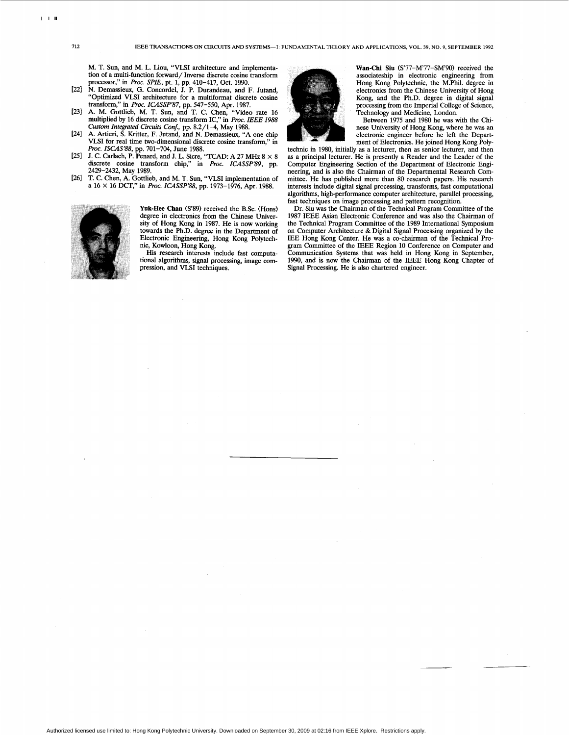M. T. Sun, and M. L. Liou, "VLSI architecture and implementation of a multi-function forward/ Inverse discrete cosine transform processor," in *Proc. SPIE*, pt. 1, pp. 410–417, Oct. 1990.

[22] N. Demassieux, G. Concordel, J. P. Durandeau, and F. Jutand, "Optimized VLSI architecture for a multiformat discrete cosine transform," in *Proc. ICASSP'87*, pp. 547–550, Apr. 1987.

[23] A. M. Gottlieb, M. T. Sun, and T. C. Chen, "Video rate 16 multiplied by 16 discrete cosine transform IC," in *Proc. IEEE 1988 Custom Integrated Circuits Conf.*, pp. 8.2/1–4, May 1988.

[24] A. Artieri, S. Kritter, F. Jutand, and N. Demassieux, "A one chip VLSI for real time two-dimensional discrete cosine transform," in *Proc. ISCAS'88*, pp. 701–704, June 1988.

[25] J. C. Carlach, P. Penard, and J. L. Sicre, "TCAD: A 27 MHz 8 × 8 discrete cosine transform chip," in *Proc. ICASSP'89*, pp. 2429–2432, May 1989.

[26] T. C. Chen, A. Gottlieb, and M. T. Sun, "VLSI implementation of a 16 × 16 DCT," in *Proc. ICASSP'88*, pp. 1973–1976, Apr. 1988.

**Yuk-Hee Chan** (S'89) received the B.Sc. (Hons) degree in electronics from the Chinese University of Hong Kong in 1987. He is now working towards the Ph.D. degree in the Department of Electronic Engineering, Hong Kong Polytechnic, Kowloon, Hong Kong.

His research interests include fast computational algorithms, signal processing, image compression, and VLSI techniques.

**Wan-Chi Siu** (S'77–M'77–SM'90) received the associateship in electronic engineering from Hong Kong Polytechnic, the M.Phil. degree in electronics from the Chinese University of Hong Kong, and the Ph.D. degree in digital signal processing from the Imperial College of Science, Technology and Medicine, London.

Between 1975 and 1980 he was with the Chinese University of Hong Kong, where he was an electronic engineer before he left the Department of Electronics. He joined Hong Kong Polytechnic in 1980, initially as a lecturer, then as senior lecturer, and then as a principal lecturer. He is presently a Reader and the Leader of the Computer Engineering Section of the Department of Electronic Engineering, and is also the Chairman of the Departmental Research Committee. He has published more than 80 research papers. His research interests include digital signal processing, transforms, fast computational algorithms, high-performance computer architecture, parallel processing, fast techniques on image processing and pattern recognition.

Dr. Siu was the Chairman of the Technical Program Committee of the 1987 IEEE Asian Electronic Conference and was also the Chairman of the Technical Program Committee of the 1989 International Symposium on Computer Architecture & Digital Signal Processing organized by the IEE Hong Kong Center. He was a co-chairman of the Technical Program Committee of the IEEE Region 10 Conference on Computer and Communication Systems that was held in Hong Kong in September, 1990, and is now the Chairman of the IEEE Hong Kong Chapter of Signal Processing. He is also chartered engineer.